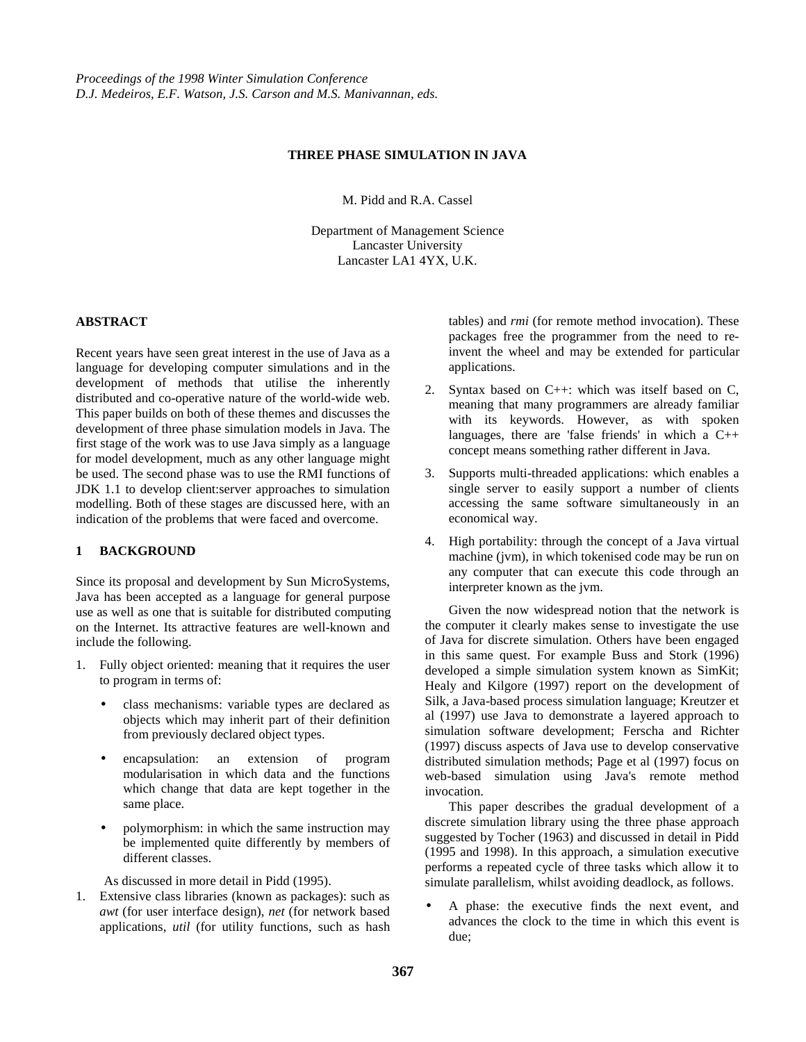*Proceedings of the 1998 Winter Simulation Conference*
*D.J. Medeiros, E.F. Watson, J.S. Carson and M.S. Manivannan, eds.*

# THREE PHASE SIMULATION IN JAVA

M. Pidd and R.A. Cassel

Department of Management Science
Lancaster University
Lancaster LA1 4YX, U.K.

## ABSTRACT

Recent years have seen great interest in the use of Java as a language for developing computer simulations and in the development of methods that utilise the inherently distributed and co-operative nature of the world-wide web. This paper builds on both of these themes and discusses the development of three phase simulation models in Java. The first stage of the work was to use Java simply as a language for model development, much as any other language might be used. The second phase was to use the RMI functions of JDK 1.1 to develop client:server approaches to simulation modelling. Both of these stages are discussed here, with an indication of the problems that were faced and overcome.

## 1 BACKGROUND

Since its proposal and development by Sun MicroSystems, Java has been accepted as a language for general purpose use as well as one that is suitable for distributed computing on the Internet. Its attractive features are well-known and include the following.

1. Fully object oriented: meaning that it requires the user to program in terms of:
   - class mechanisms: variable types are declared as objects which may inherit part of their definition from previously declared object types.
   - encapsulation: an extension of program modularisation in which data and the functions which change that data are kept together in the same place.
   - polymorphism: in which the same instruction may be implemented quite differently by members of different classes.

   As discussed in more detail in Pidd (1995).

1. Extensive class libraries (known as packages): such as *awt* (for user interface design), *net* (for network based applications, *util* (for utility functions, such as hash tables) and *rmi* (for remote method invocation). These packages free the programmer from the need to re-invent the wheel and may be extended for particular applications.
2. Syntax based on C++: which was itself based on C, meaning that many programmers are already familiar with its keywords. However, as with spoken languages, there are 'false friends' in which a C++ concept means something rather different in Java.
3. Supports multi-threaded applications: which enables a single server to easily support a number of clients accessing the same software simultaneously in an economical way.
4. High portability: through the concept of a Java virtual machine (jvm), in which tokenised code may be run on any computer that can execute this code through an interpreter known as the jvm.

Given the now widespread notion that the network is the computer it clearly makes sense to investigate the use of Java for discrete simulation. Others have been engaged in this same quest. For example Buss and Stork (1996) developed a simple simulation system known as SimKit; Healy and Kilgore (1997) report on the development of Silk, a Java-based process simulation language; Kreutzer et al (1997) use Java to demonstrate a layered approach to simulation software development; Ferscha and Richter (1997) discuss aspects of Java use to develop conservative distributed simulation methods; Page et al (1997) focus on web-based simulation using Java's remote method invocation.

This paper describes the gradual development of a discrete simulation library using the three phase approach suggested by Tocher (1963) and discussed in detail in Pidd (1995 and 1998). In this approach, a simulation executive performs a repeated cycle of three tasks which allow it to simulate parallelism, whilst avoiding deadlock, as follows.

- A phase: the executive finds the next event, and advances the clock to the time in which this event is due;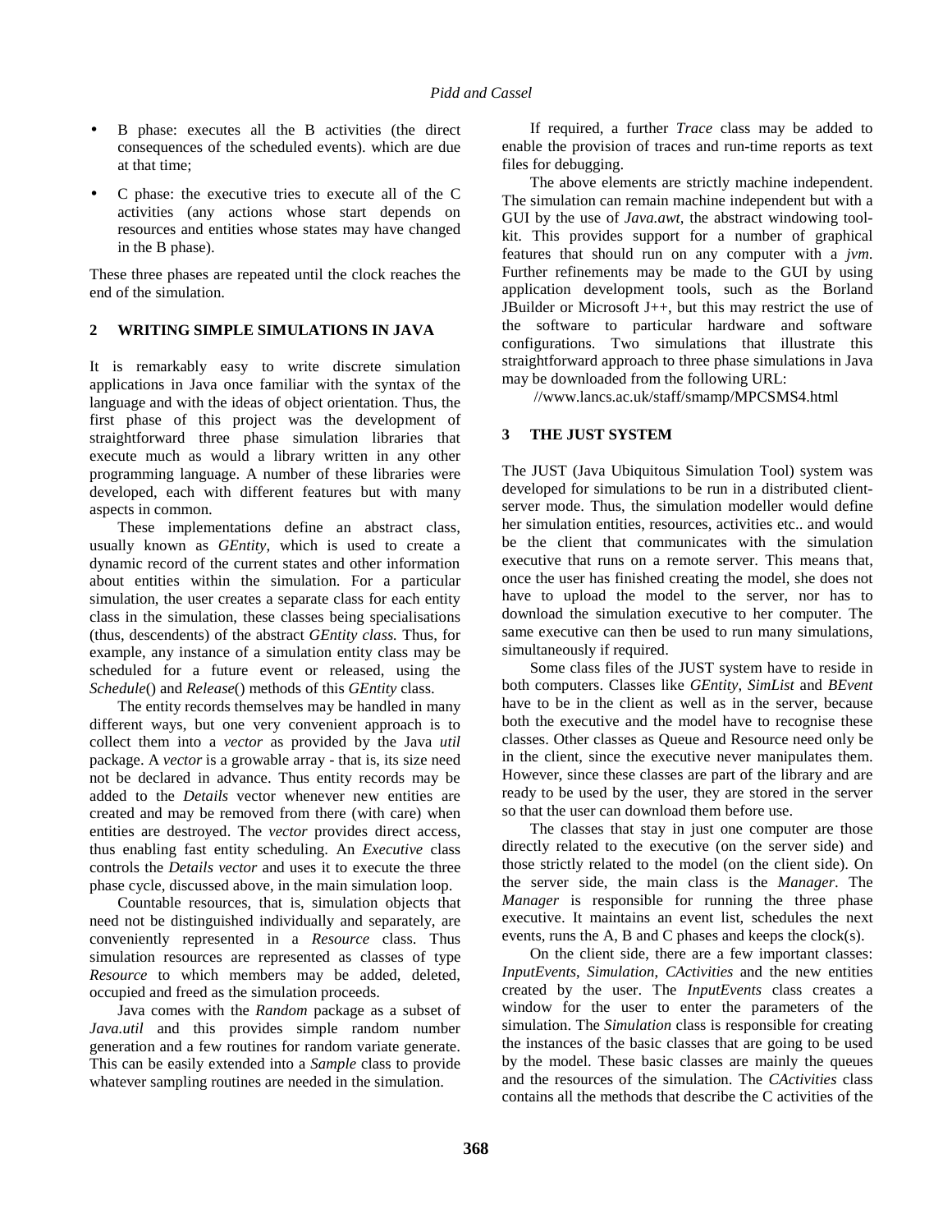- B phase: executes all the B activities (the direct consequences of the scheduled events). which are due at that time;
- C phase: the executive tries to execute all of the C activities (any actions whose start depends on resources and entities whose states may have changed in the B phase).

These three phases are repeated until the clock reaches the end of the simulation.

## 2 WRITING SIMPLE SIMULATIONS IN JAVA

It is remarkably easy to write discrete simulation applications in Java once familiar with the syntax of the language and with the ideas of object orientation. Thus, the first phase of this project was the development of straightforward three phase simulation libraries that execute much as would a library written in any other programming language. A number of these libraries were developed, each with different features but with many aspects in common.

These implementations define an abstract class, usually known as *GEntity*, which is used to create a dynamic record of the current states and other information about entities within the simulation. For a particular simulation, the user creates a separate class for each entity class in the simulation, these classes being specialisations (thus, descendents) of the abstract *GEntity class.* Thus, for example, any instance of a simulation entity class may be scheduled for a future event or released, using the *Schedule*() and *Release*() methods of this *GEntity* class.

The entity records themselves may be handled in many different ways, but one very convenient approach is to collect them into a *vector* as provided by the Java *util* package. A *vector* is a growable array - that is, its size need not be declared in advance. Thus entity records may be added to the *Details* vector whenever new entities are created and may be removed from there (with care) when entities are destroyed. The *vector* provides direct access, thus enabling fast entity scheduling. An *Executive* class controls the *Details vector* and uses it to execute the three phase cycle, discussed above, in the main simulation loop.

Countable resources, that is, simulation objects that need not be distinguished individually and separately, are conveniently represented in a *Resource* class. Thus simulation resources are represented as classes of type *Resource* to which members may be added, deleted, occupied and freed as the simulation proceeds.

Java comes with the *Random* package as a subset of *Java.util* and this provides simple random number generation and a few routines for random variate generate. This can be easily extended into a *Sample* class to provide whatever sampling routines are needed in the simulation.

If required, a further *Trace* class may be added to enable the provision of traces and run-time reports as text files for debugging.

The above elements are strictly machine independent. The simulation can remain machine independent but with a GUI by the use of *Java.awt*, the abstract windowing tool-kit. This provides support for a number of graphical features that should run on any computer with a *jvm*. Further refinements may be made to the GUI by using application development tools, such as the Borland JBuilder or Microsoft J++, but this may restrict the use of the software to particular hardware and software configurations. Two simulations that illustrate this straightforward approach to three phase simulations in Java may be downloaded from the following URL:

//www.lancs.ac.uk/staff/smamp/MPCSMS4.html

## 3 THE JUST SYSTEM

The JUST (Java Ubiquitous Simulation Tool) system was developed for simulations to be run in a distributed client-server mode. Thus, the simulation modeller would define her simulation entities, resources, activities etc.. and would be the client that communicates with the simulation executive that runs on a remote server. This means that, once the user has finished creating the model, she does not have to upload the model to the server, nor has to download the simulation executive to her computer. The same executive can then be used to run many simulations, simultaneously if required.

Some class files of the JUST system have to reside in both computers. Classes like *GEntity*, *SimList* and *BEvent* have to be in the client as well as in the server, because both the executive and the model have to recognise these classes. Other classes as Queue and Resource need only be in the client, since the executive never manipulates them. However, since these classes are part of the library and are ready to be used by the user, they are stored in the server so that the user can download them before use.

The classes that stay in just one computer are those directly related to the executive (on the server side) and those strictly related to the model (on the client side). On the server side, the main class is the *Manager*. The *Manager* is responsible for running the three phase executive. It maintains an event list, schedules the next events, runs the A, B and C phases and keeps the clock(s).

On the client side, there are a few important classes: *InputEvents*, *Simulation*, *CActivities* and the new entities created by the user. The *InputEvents* class creates a window for the user to enter the parameters of the simulation. The *Simulation* class is responsible for creating the instances of the basic classes that are going to be used by the model. These basic classes are mainly the queues and the resources of the simulation. The *CActivities* class contains all the methods that describe the C activities of the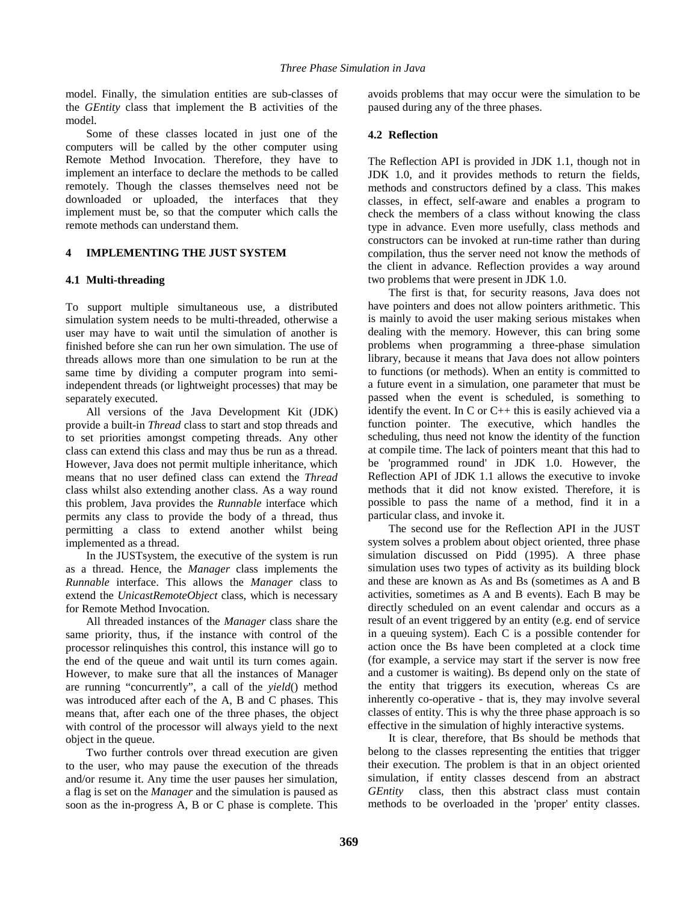model. Finally, the simulation entities are sub-classes of the *GEntity* class that implement the B activities of the model.

Some of these classes located in just one of the computers will be called by the other computer using Remote Method Invocation. Therefore, they have to implement an interface to declare the methods to be called remotely. Though the classes themselves need not be downloaded or uploaded, the interfaces that they implement must be, so that the computer which calls the remote methods can understand them.

## 4 IMPLEMENTING THE JUST SYSTEM

### 4.1 Multi-threading

To support multiple simultaneous use, a distributed simulation system needs to be multi-threaded, otherwise a user may have to wait until the simulation of another is finished before she can run her own simulation. The use of threads allows more than one simulation to be run at the same time by dividing a computer program into semi-independent threads (or lightweight processes) that may be separately executed.

All versions of the Java Development Kit (JDK) provide a built-in *Thread* class to start and stop threads and to set priorities amongst competing threads. Any other class can extend this class and may thus be run as a thread. However, Java does not permit multiple inheritance, which means that no user defined class can extend the *Thread* class whilst also extending another class. As a way round this problem, Java provides the *Runnable* interface which permits any class to provide the body of a thread, thus permitting a class to extend another whilst being implemented as a thread.

In the JUSTsystem, the executive of the system is run as a thread. Hence, the *Manager* class implements the *Runnable* interface. This allows the *Manager* class to extend the *UnicastRemoteObject* class, which is necessary for Remote Method Invocation.

All threaded instances of the *Manager* class share the same priority, thus, if the instance with control of the processor relinquishes this control, this instance will go to the end of the queue and wait until its turn comes again. However, to make sure that all the instances of Manager are running "concurrently", a call of the *yield*() method was introduced after each of the A, B and C phases. This means that, after each one of the three phases, the object with control of the processor will always yield to the next object in the queue.

Two further controls over thread execution are given to the user, who may pause the execution of the threads and/or resume it. Any time the user pauses her simulation, a flag is set on the *Manager* and the simulation is paused as soon as the in-progress A, B or C phase is complete. This avoids problems that may occur were the simulation to be paused during any of the three phases.

### 4.2 Reflection

The Reflection API is provided in JDK 1.1, though not in JDK 1.0, and it provides methods to return the fields, methods and constructors defined by a class. This makes classes, in effect, self-aware and enables a program to check the members of a class without knowing the class type in advance. Even more usefully, class methods and constructors can be invoked at run-time rather than during compilation, thus the server need not know the methods of the client in advance. Reflection provides a way around two problems that were present in JDK 1.0.

The first is that, for security reasons, Java does not have pointers and does not allow pointers arithmetic. This is mainly to avoid the user making serious mistakes when dealing with the memory. However, this can bring some problems when programming a three-phase simulation library, because it means that Java does not allow pointers to functions (or methods). When an entity is committed to a future event in a simulation, one parameter that must be passed when the event is scheduled, is something to identify the event. In C or C++ this is easily achieved via a function pointer. The executive, which handles the scheduling, thus need not know the identity of the function at compile time. The lack of pointers meant that this had to be 'programmed round' in JDK 1.0. However, the Reflection API of JDK 1.1 allows the executive to invoke methods that it did not know existed. Therefore, it is possible to pass the name of a method, find it in a particular class, and invoke it.

The second use for the Reflection API in the JUST system solves a problem about object oriented, three phase simulation discussed on Pidd (1995). A three phase simulation uses two types of activity as its building block and these are known as As and Bs (sometimes as A and B activities, sometimes as A and B events). Each B may be directly scheduled on an event calendar and occurs as a result of an event triggered by an entity (e.g. end of service in a queuing system). Each C is a possible contender for action once the Bs have been completed at a clock time (for example, a service may start if the server is now free and a customer is waiting). Bs depend only on the state of the entity that triggers its execution, whereas Cs are inherently co-operative - that is, they may involve several classes of entity. This is why the three phase approach is so effective in the simulation of highly interactive systems.

It is clear, therefore, that Bs should be methods that belong to the classes representing the entities that trigger their execution. The problem is that in an object oriented simulation, if entity classes descend from an abstract *GEntity* class, then this abstract class must contain methods to be overloaded in the 'proper' entity classes.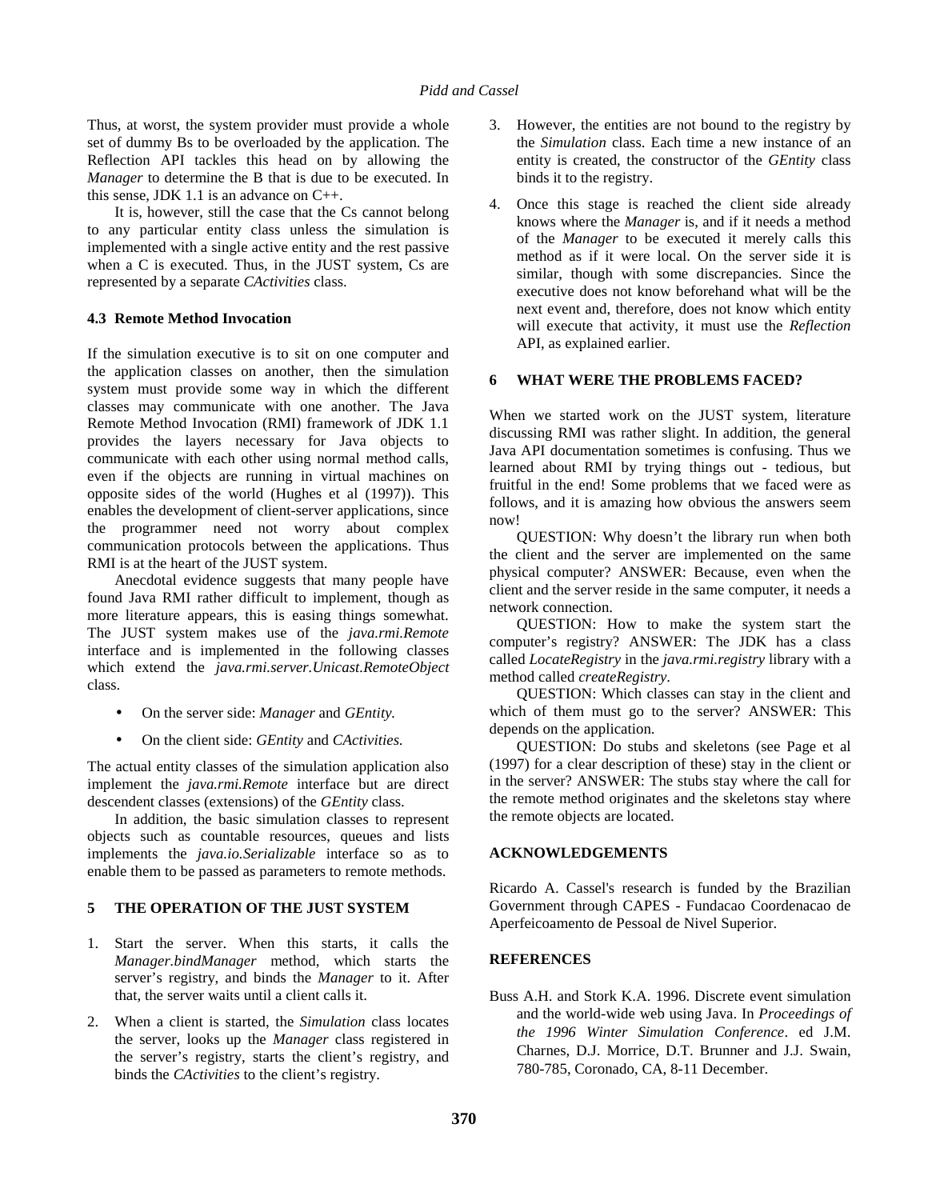Thus, at worst, the system provider must provide a whole set of dummy Bs to be overloaded by the application. The Reflection API tackles this head on by allowing the *Manager* to determine the B that is due to be executed. In this sense, JDK 1.1 is an advance on C++.

It is, however, still the case that the Cs cannot belong to any particular entity class unless the simulation is implemented with a single active entity and the rest passive when a C is executed. Thus, in the JUST system, Cs are represented by a separate *CActivities* class.

### 4.3 Remote Method Invocation

If the simulation executive is to sit on one computer and the application classes on another, then the simulation system must provide some way in which the different classes may communicate with one another. The Java Remote Method Invocation (RMI) framework of JDK 1.1 provides the layers necessary for Java objects to communicate with each other using normal method calls, even if the objects are running in virtual machines on opposite sides of the world (Hughes et al (1997)). This enables the development of client-server applications, since the programmer need not worry about complex communication protocols between the applications. Thus RMI is at the heart of the JUST system.

Anecdotal evidence suggests that many people have found Java RMI rather difficult to implement, though as more literature appears, this is easing things somewhat. The JUST system makes use of the *java.rmi.Remote* interface and is implemented in the following classes which extend the *java.rmi.server.Unicast.RemoteObject* class.

- On the server side: *Manager* and *GEntity.*
- On the client side: *GEntity* and *CActivities.*

The actual entity classes of the simulation application also implement the *java.rmi.Remote* interface but are direct descendent classes (extensions) of the *GEntity* class.

In addition, the basic simulation classes to represent objects such as countable resources, queues and lists implements the *java.io.Serializable* interface so as to enable them to be passed as parameters to remote methods.

## 5 THE OPERATION OF THE JUST SYSTEM

1. Start the server. When this starts, it calls the *Manager.bindManager* method, which starts the server's registry, and binds the *Manager* to it. After that, the server waits until a client calls it.
2. When a client is started, the *Simulation* class locates the server, looks up the *Manager* class registered in the server's registry, starts the client's registry, and binds the *CActivities* to the client's registry.
3. However, the entities are not bound to the registry by the *Simulation* class. Each time a new instance of an entity is created, the constructor of the *GEntity* class binds it to the registry.
4. Once this stage is reached the client side already knows where the *Manager* is, and if it needs a method of the *Manager* to be executed it merely calls this method as if it were local. On the server side it is similar, though with some discrepancies. Since the executive does not know beforehand what will be the next event and, therefore, does not know which entity will execute that activity, it must use the *Reflection* API, as explained earlier.

## 6 WHAT WERE THE PROBLEMS FACED?

When we started work on the JUST system, literature discussing RMI was rather slight. In addition, the general Java API documentation sometimes is confusing. Thus we learned about RMI by trying things out - tedious, but fruitful in the end! Some problems that we faced were as follows, and it is amazing how obvious the answers seem now!

QUESTION: Why doesn't the library run when both the client and the server are implemented on the same physical computer? ANSWER: Because, even when the client and the server reside in the same computer, it needs a network connection.

QUESTION: How to make the system start the computer's registry? ANSWER: The JDK has a class called *LocateRegistry* in the *java.rmi.registry* library with a method called *createRegistry*.

QUESTION: Which classes can stay in the client and which of them must go to the server? ANSWER: This depends on the application.

QUESTION: Do stubs and skeletons (see Page et al (1997) for a clear description of these) stay in the client or in the server? ANSWER: The stubs stay where the call for the remote method originates and the skeletons stay where the remote objects are located.

## ACKNOWLEDGEMENTS

Ricardo A. Cassel's research is funded by the Brazilian Government through CAPES - Fundacao Coordenacao de Aperfeicoamento de Pessoal de Nivel Superior.

## REFERENCES

Buss A.H. and Stork K.A. 1996. Discrete event simulation and the world-wide web using Java. In *Proceedings of the 1996 Winter Simulation Conference*. ed J.M. Charnes, D.J. Morrice, D.T. Brunner and J.J. Swain, 780-785, Coronado, CA, 8-11 December.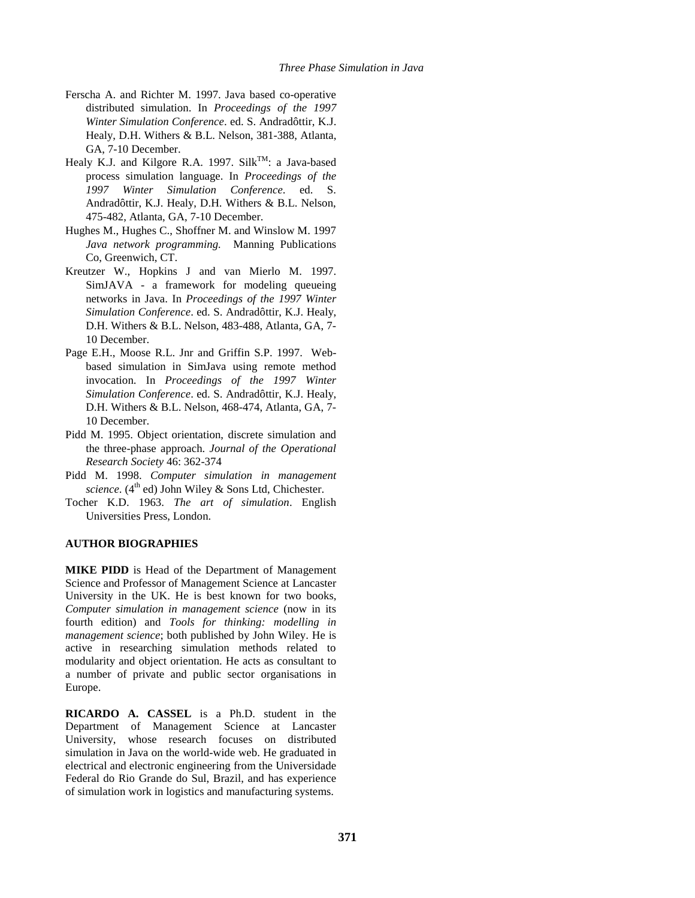Ferscha A. and Richter M. 1997. Java based co-operative distributed simulation. In *Proceedings of the 1997 Winter Simulation Conference*. ed. S. Andradôttir, K.J. Healy, D.H. Withers & B.L. Nelson, 381-388, Atlanta, GA, 7-10 December.

Healy K.J. and Kilgore R.A. 1997. Silk™: a Java-based process simulation language. In *Proceedings of the 1997 Winter Simulation Conference*. ed. S. Andradôttir, K.J. Healy, D.H. Withers & B.L. Nelson, 475-482, Atlanta, GA, 7-10 December.

Hughes M., Hughes C., Shoffner M. and Winslow M. 1997 *Java network programming.* Manning Publications Co, Greenwich, CT.

Kreutzer W., Hopkins J and van Mierlo M. 1997. SimJAVA - a framework for modeling queueing networks in Java. In *Proceedings of the 1997 Winter Simulation Conference*. ed. S. Andradôttir, K.J. Healy, D.H. Withers & B.L. Nelson, 483-488, Atlanta, GA, 7-10 December.

Page E.H., Moose R.L. Jnr and Griffin S.P. 1997. Web-based simulation in SimJava using remote method invocation. In *Proceedings of the 1997 Winter Simulation Conference*. ed. S. Andradôttir, K.J. Healy, D.H. Withers & B.L. Nelson, 468-474, Atlanta, GA, 7-10 December.

Pidd M. 1995. Object orientation, discrete simulation and the three-phase approach. *Journal of the Operational Research Society* 46: 362-374

Pidd M. 1998. *Computer simulation in management science*. (4th ed) John Wiley & Sons Ltd, Chichester.

Tocher K.D. 1963. *The art of simulation*. English Universities Press, London.

## AUTHOR BIOGRAPHIES

**MIKE PIDD** is Head of the Department of Management Science and Professor of Management Science at Lancaster University in the UK. He is best known for two books, *Computer simulation in management science* (now in its fourth edition) and *Tools for thinking: modelling in management science*; both published by John Wiley. He is active in researching simulation methods related to modularity and object orientation. He acts as consultant to a number of private and public sector organisations in Europe.

**RICARDO A. CASSEL** is a Ph.D. student in the Department of Management Science at Lancaster University, whose research focuses on distributed simulation in Java on the world-wide web. He graduated in electrical and electronic engineering from the Universidade Federal do Rio Grande do Sul, Brazil, and has experience of simulation work in logistics and manufacturing systems.